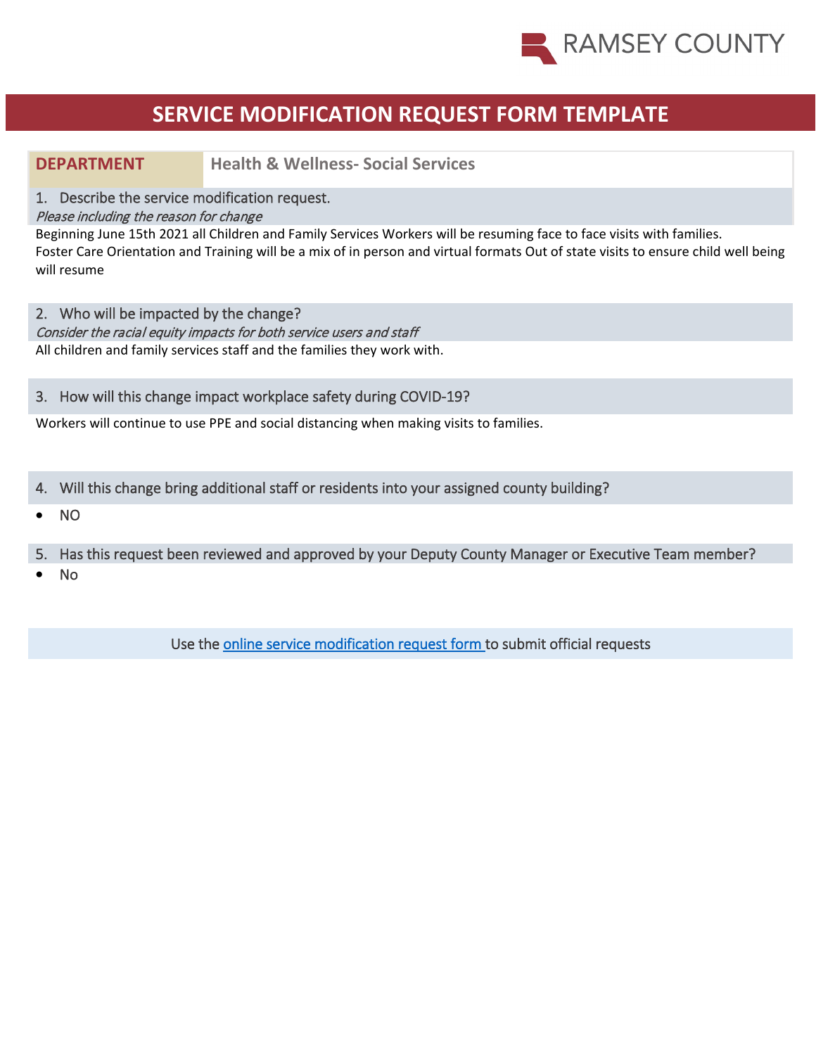RAMSEY COUNTY

# SERVICE MODIFICATION REQUEST FORM TEMPLATE

| DEPARTMENT | Health & Wellness- Social Services |
| --- | --- |

1. Describe the service modification request.
*Please including the reason for change*

Beginning June 15th 2021 all Children and Family Services Workers will be resuming face to face visits with families.
Foster Care Orientation and Training will be a mix of in person and virtual formats Out of state visits to ensure child well being will resume

2. Who will be impacted by the change?
*Consider the racial equity impacts for both service users and staff*

All children and family services staff and the families they work with.

3. How will this change impact workplace safety during COVID-19?

Workers will continue to use PPE and social distancing when making visits to families.

4. Will this change bring additional staff or residents into your assigned county building?

- NO

5. Has this request been reviewed and approved by your Deputy County Manager or Executive Team member?

- No

Use the online service modification request form to submit official requests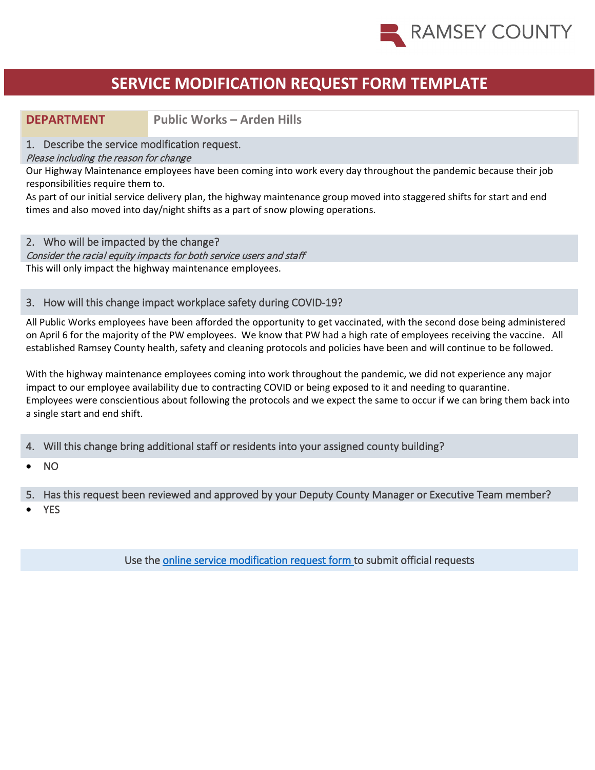# SERVICE MODIFICATION REQUEST FORM TEMPLATE

| **DEPARTMENT** | **Public Works – Arden Hills** |
|---|---|

1. Describe the service modification request.

*Please including the reason for change*

Our Highway Maintenance employees have been coming into work every day throughout the pandemic because their job responsibilities require them to.

As part of our initial service delivery plan, the highway maintenance group moved into staggered shifts for start and end times and also moved into day/night shifts as a part of snow plowing operations.

2. Who will be impacted by the change?

*Consider the racial equity impacts for both service users and staff*

This will only impact the highway maintenance employees.

3. How will this change impact workplace safety during COVID-19?

All Public Works employees have been afforded the opportunity to get vaccinated, with the second dose being administered on April 6 for the majority of the PW employees. We know that PW had a high rate of employees receiving the vaccine. All established Ramsey County health, safety and cleaning protocols and policies have been and will continue to be followed.

With the highway maintenance employees coming into work throughout the pandemic, we did not experience any major impact to our employee availability due to contracting COVID or being exposed to it and needing to quarantine. Employees were conscientious about following the protocols and we expect the same to occur if we can bring them back into a single start and end shift.

4. Will this change bring additional staff or residents into your assigned county building?

- NO

5. Has this request been reviewed and approved by your Deputy County Manager or Executive Team member?

- YES

Use the online service modification request form to submit official requests